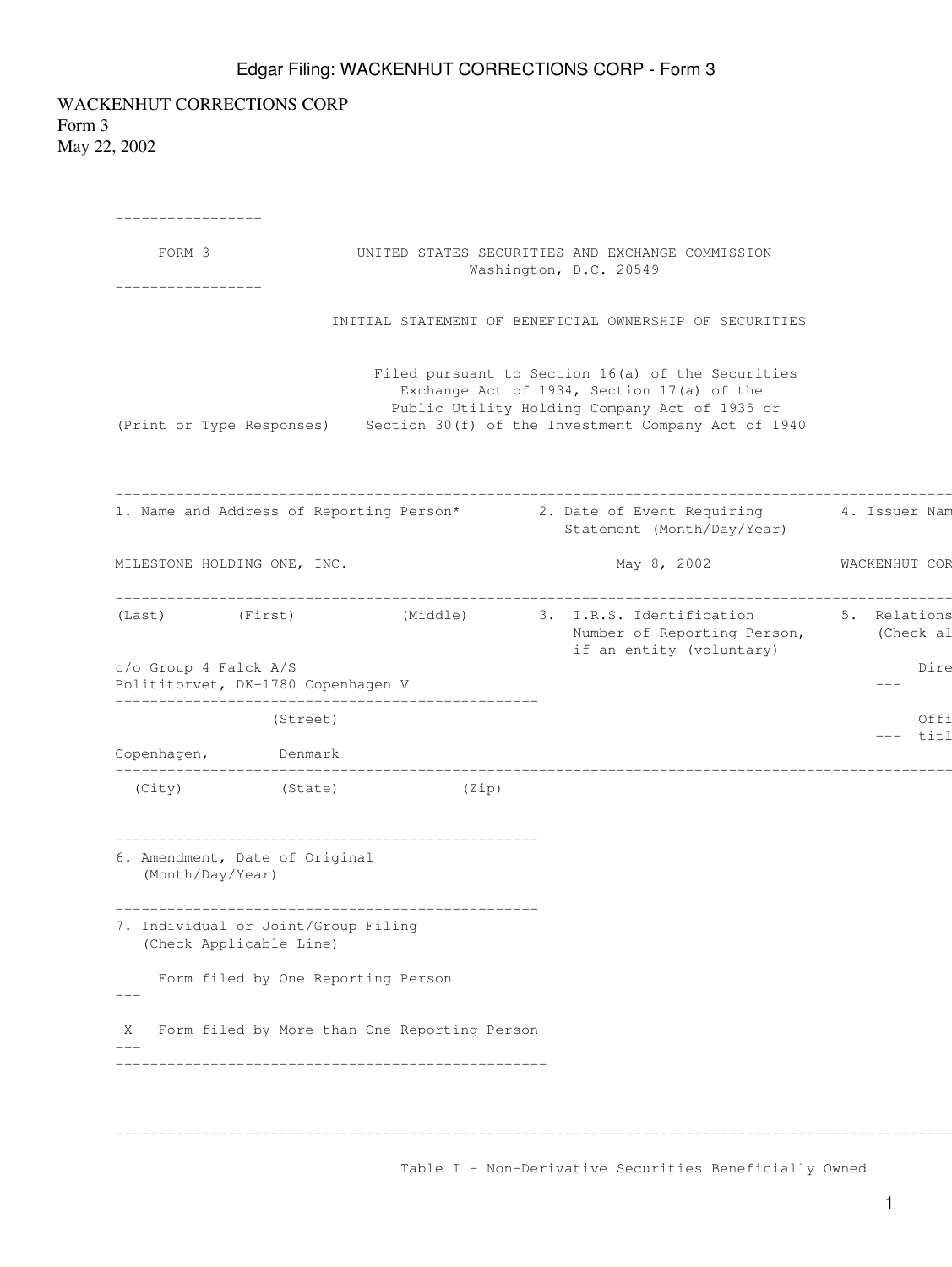WACKENHUT CORRECTIONS CORP
Form 3
May 22, 2002

FORM 3

UNITED STATES SECURITIES AND EXCHANGE COMMISSION
Washington, D.C. 20549

INITIAL STATEMENT OF BENEFICIAL OWNERSHIP OF SECURITIES

(Print or Type Responses)

Filed pursuant to Section 16(a) of the Securities Exchange Act of 1934, Section 17(a) of the Public Utility Holding Company Act of 1935 or Section 30(f) of the Investment Company Act of 1940

1. Name and Address of Reporting Person*

MILESTONE HOLDING ONE, INC.

(Last) (First) (Middle)

c/o Group 4 Falck A/S
Polititorvet, DK-1780 Copenhagen V

(Street)

Copenhagen, Denmark

(City) (State) (Zip)

2. Date of Event Requiring Statement (Month/Day/Year)

May 8, 2002

3. I.R.S. Identification Number of Reporting Person, if an entity (voluntary)

4. Issuer Nam

WACKENHUT COR

5. Relations
(Check al

--- Dire

--- Offi
titl

6. Amendment, Date of Original (Month/Day/Year)

7. Individual or Joint/Group Filing (Check Applicable Line)

--- Form filed by One Reporting Person

X Form filed by More than One Reporting Person

Table I - Non-Derivative Securities Beneficially Owned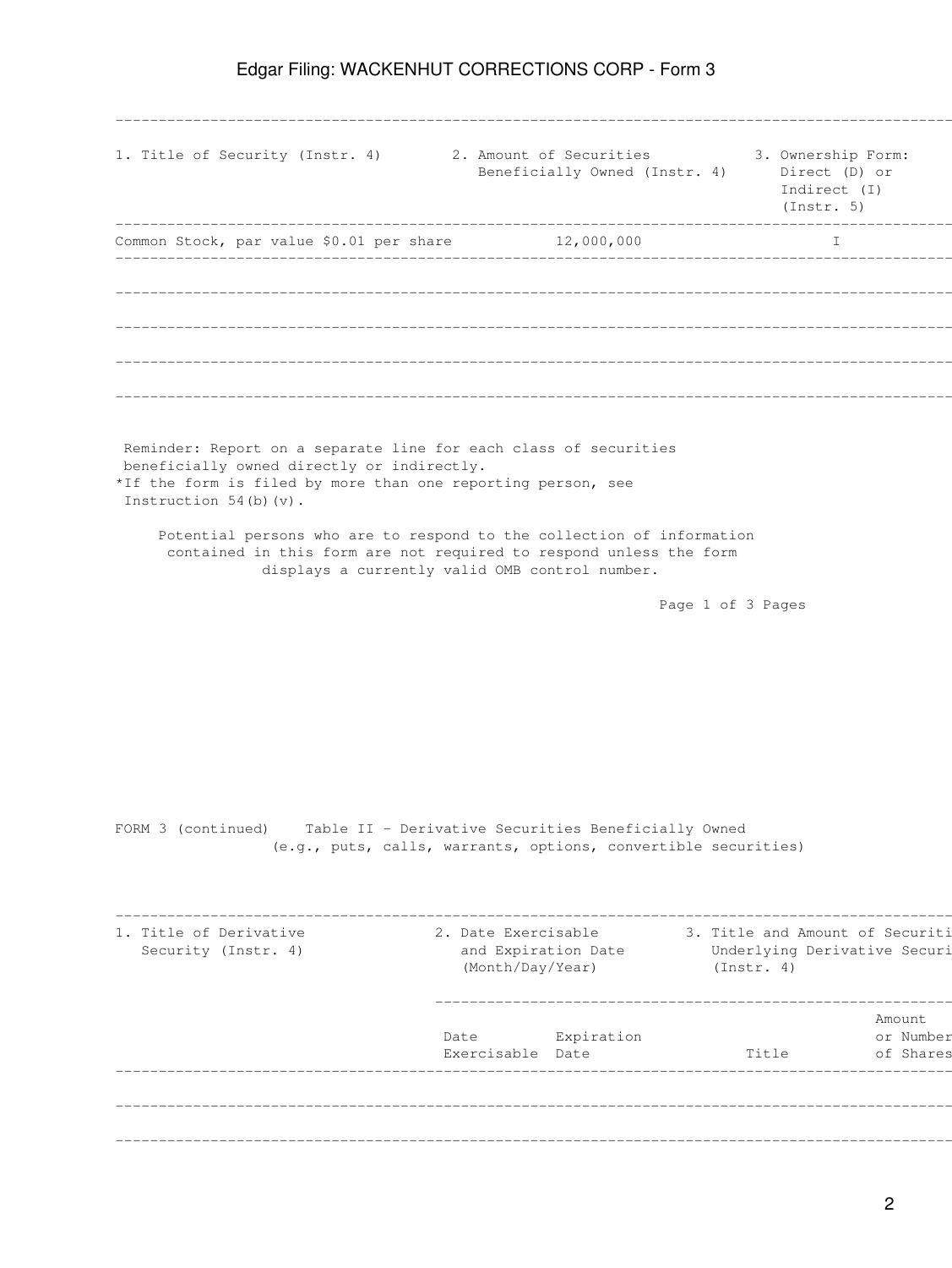| 1. Title of Security (Instr. 4) | 2. Amount of Securities Beneficially Owned (Instr. 4) | 3. Ownership Form: Direct (D) or Indirect (I) (Instr. 5) |
|---|---|---|
| Common Stock, par value $0.01 per share | 12,000,000 | I |
| | | |
| | | |
| | | |
| | | |

Reminder: Report on a separate line for each class of securities beneficially owned directly or indirectly.
*If the form is filed by more than one reporting person, see Instruction 54(b)(v).

Potential persons who are to respond to the collection of information contained in this form are not required to respond unless the form displays a currently valid OMB control number.

Page 1 of 3 Pages

FORM 3 (continued) Table II - Derivative Securities Beneficially Owned (e.g., puts, calls, warrants, options, convertible securities)

| 1. Title of Derivative Security (Instr. 4) | 2. Date Exercisable and Expiration Date (Month/Day/Year) | | 3. Title and Amount of Securiti Underlying Derivative Securi (Instr. 4) | |
|---|---|---|---|---|
| | Date Exercisable | Expiration Date | Title | Amount or Number of Shares |
| | | | | |
| | | | | |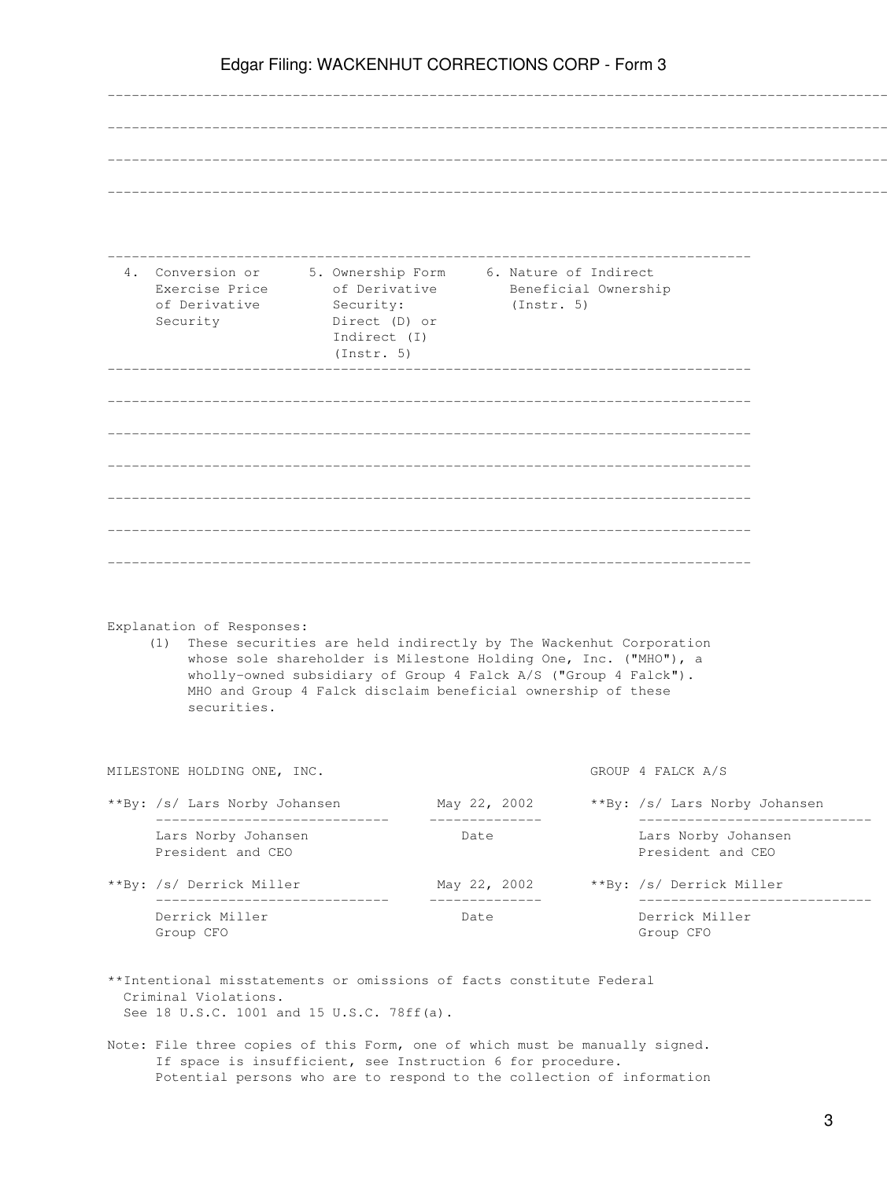| 4. Conversion or Exercise Price of Derivative Security | 5. Ownership Form of Derivative Security: Direct (D) or Indirect (I) (Instr. 5) | 6. Nature of Indirect Beneficial Ownership (Instr. 5) |
|---|---|---|
| | | |
| | | |
| | | |
| | | |
| | | |
| | | |

Explanation of Responses:

(1) These securities are held indirectly by The Wackenhut Corporation whose sole shareholder is Milestone Holding One, Inc. ("MHO"), a wholly-owned subsidiary of Group 4 Falck A/S ("Group 4 Falck"). MHO and Group 4 Falck disclaim beneficial ownership of these securities.

MILESTONE HOLDING ONE, INC.

**By: /s/ Lars Norby Johansen — May 22, 2002
Lars Norby Johansen, President and CEO — Date

**By: /s/ Derrick Miller — May 22, 2002
Derrick Miller, Group CFO — Date

GROUP 4 FALCK A/S

**By: /s/ Lars Norby Johansen
Lars Norby Johansen, President and CEO

**By: /s/ Derrick Miller
Derrick Miller, Group CFO

**Intentional misstatements or omissions of facts constitute Federal Criminal Violations.
See 18 U.S.C. 1001 and 15 U.S.C. 78ff(a).

Note: File three copies of this Form, one of which must be manually signed.
If space is insufficient, see Instruction 6 for procedure.
Potential persons who are to respond to the collection of information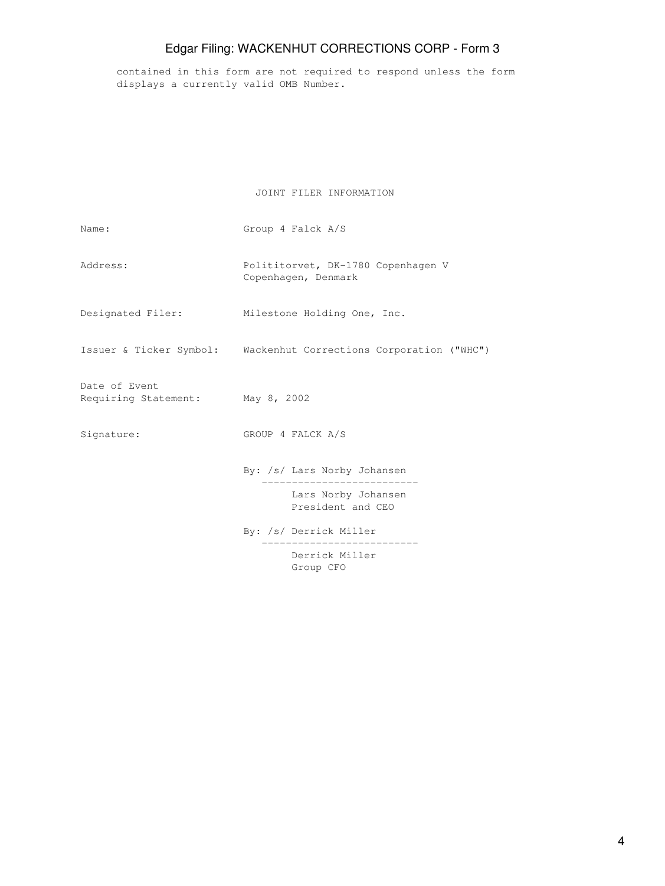contained in this form are not required to respond unless the form displays a currently valid OMB Number.

JOINT FILER INFORMATION

| | |
|---|---|
| Name: | Group 4 Falck A/S |
| Address: | Polititorvet, DK-1780 Copenhagen V<br>Copenhagen, Denmark |
| Designated Filer: | Milestone Holding One, Inc. |
| Issuer & Ticker Symbol: | Wackenhut Corrections Corporation ("WHC") |
| Date of Event Requiring Statement: | May 8, 2002 |
| Signature: | GROUP 4 FALCK A/S |

By: /s/ Lars Norby Johansen
Lars Norby Johansen
President and CEO

By: /s/ Derrick Miller
Derrick Miller
Group CFO